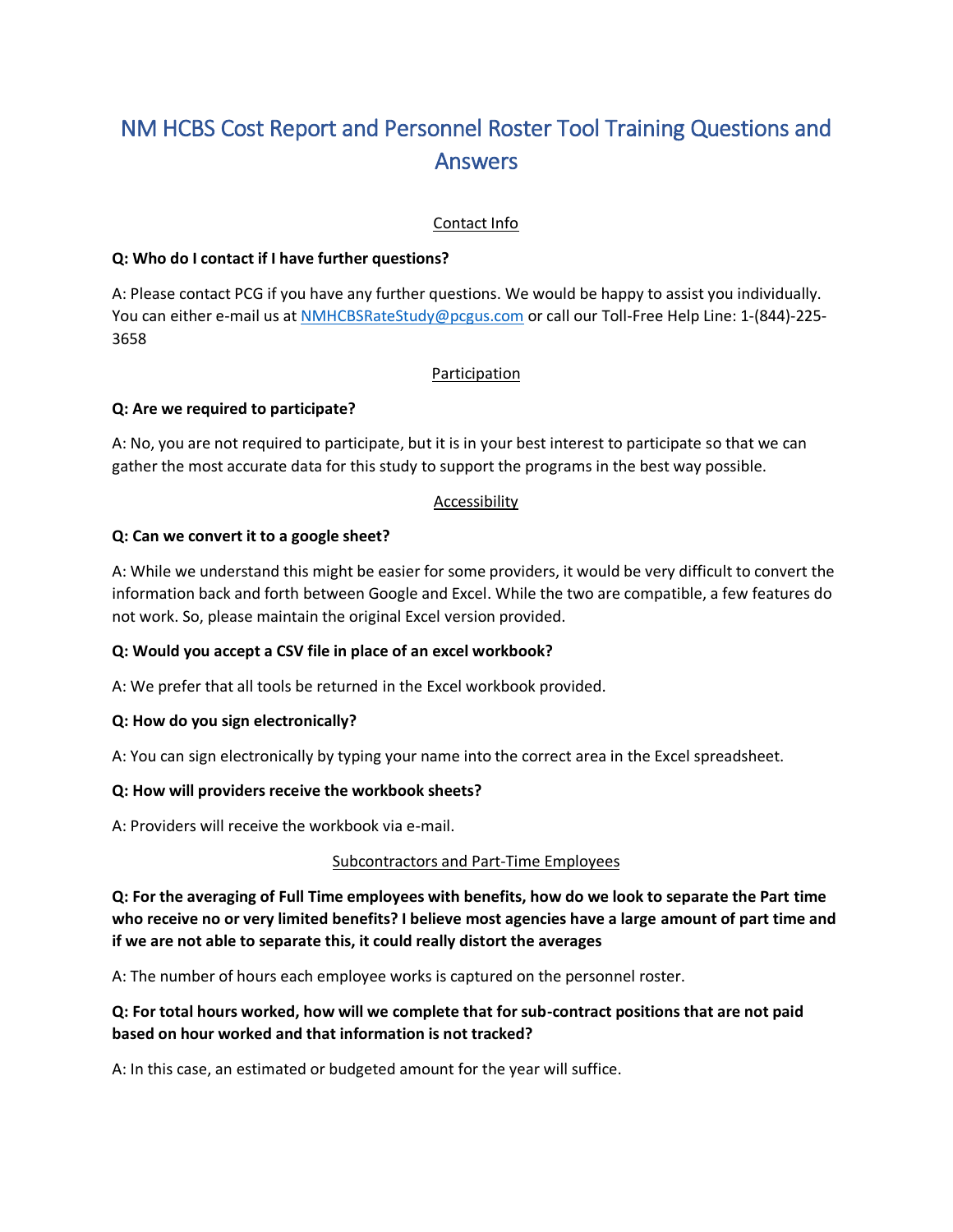# NM HCBS Cost Report and Personnel Roster Tool Training Questions and Answers

## Contact Info

**Q: Who do I contact if I have further questions?**

A: Please contact PCG if you have any further questions. We would be happy to assist you individually. You can either e-mail us at NMHCBSRateStudy@pcgus.com or call our Toll-Free Help Line: 1-(844)-225-3658

## Participation

**Q: Are we required to participate?**

A: No, you are not required to participate, but it is in your best interest to participate so that we can gather the most accurate data for this study to support the programs in the best way possible.

## Accessibility

**Q: Can we convert it to a google sheet?**

A: While we understand this might be easier for some providers, it would be very difficult to convert the information back and forth between Google and Excel. While the two are compatible, a few features do not work. So, please maintain the original Excel version provided.

**Q: Would you accept a CSV file in place of an excel workbook?**

A: We prefer that all tools be returned in the Excel workbook provided.

**Q: How do you sign electronically?**

A: You can sign electronically by typing your name into the correct area in the Excel spreadsheet.

**Q: How will providers receive the workbook sheets?**

A: Providers will receive the workbook via e-mail.

## Subcontractors and Part-Time Employees

**Q: For the averaging of Full Time employees with benefits, how do we look to separate the Part time who receive no or very limited benefits? I believe most agencies have a large amount of part time and if we are not able to separate this, it could really distort the averages**

A: The number of hours each employee works is captured on the personnel roster.

**Q: For total hours worked, how will we complete that for sub-contract positions that are not paid based on hour worked and that information is not tracked?**

A: In this case, an estimated or budgeted amount for the year will suffice.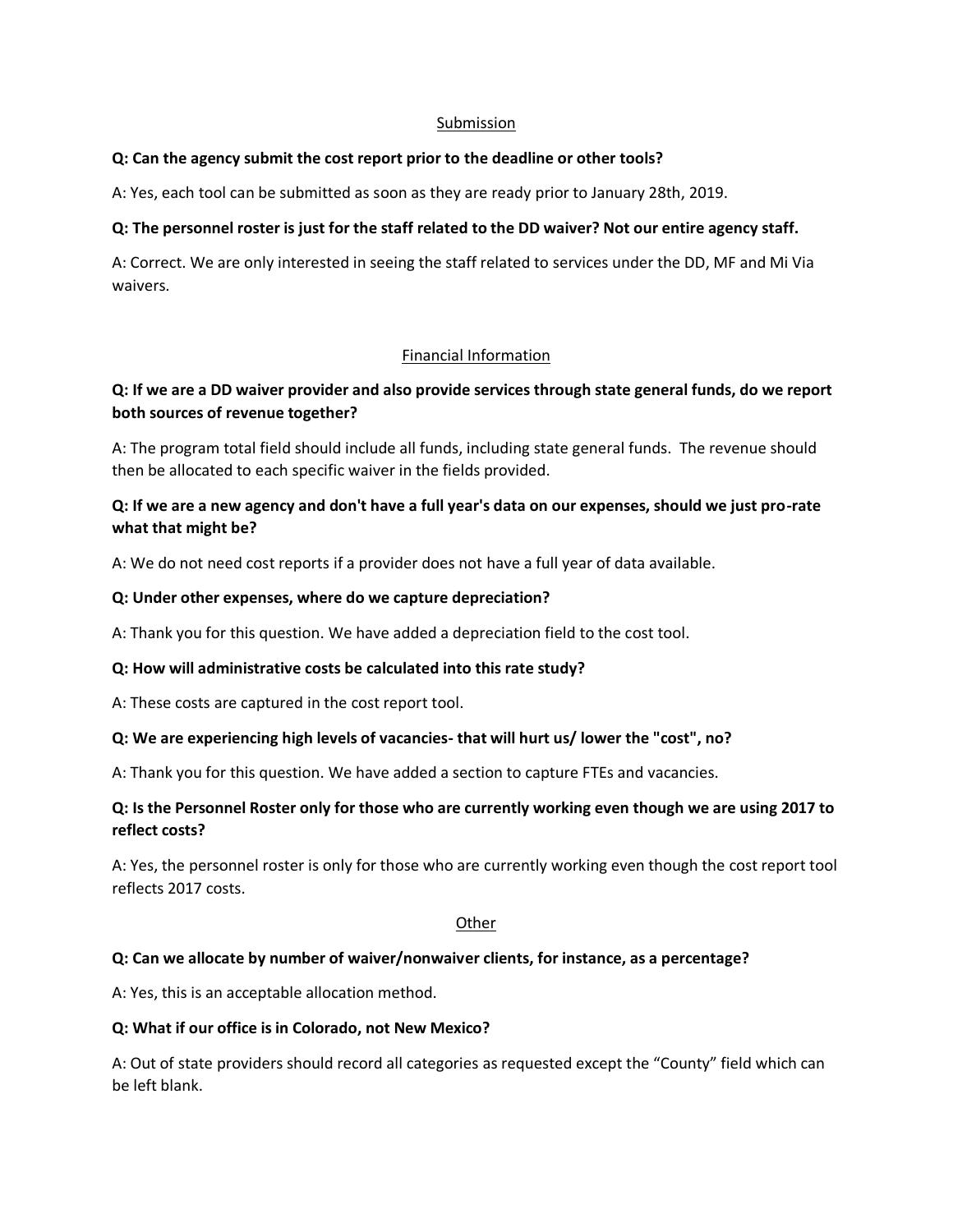## Submission

**Q: Can the agency submit the cost report prior to the deadline or other tools?**

A: Yes, each tool can be submitted as soon as they are ready prior to January 28th, 2019.

**Q: The personnel roster is just for the staff related to the DD waiver? Not our entire agency staff.**

A: Correct. We are only interested in seeing the staff related to services under the DD, MF and Mi Via waivers.

## Financial Information

**Q: If we are a DD waiver provider and also provide services through state general funds, do we report both sources of revenue together?**

A: The program total field should include all funds, including state general funds. The revenue should then be allocated to each specific waiver in the fields provided.

**Q: If we are a new agency and don't have a full year's data on our expenses, should we just pro-rate what that might be?**

A: We do not need cost reports if a provider does not have a full year of data available.

**Q: Under other expenses, where do we capture depreciation?**

A: Thank you for this question. We have added a depreciation field to the cost tool.

**Q: How will administrative costs be calculated into this rate study?**

A: These costs are captured in the cost report tool.

**Q: We are experiencing high levels of vacancies- that will hurt us/ lower the "cost", no?**

A: Thank you for this question. We have added a section to capture FTEs and vacancies.

**Q: Is the Personnel Roster only for those who are currently working even though we are using 2017 to reflect costs?**

A: Yes, the personnel roster is only for those who are currently working even though the cost report tool reflects 2017 costs.

## Other

**Q: Can we allocate by number of waiver/nonwaiver clients, for instance, as a percentage?**

A: Yes, this is an acceptable allocation method.

**Q: What if our office is in Colorado, not New Mexico?**

A: Out of state providers should record all categories as requested except the "County" field which can be left blank.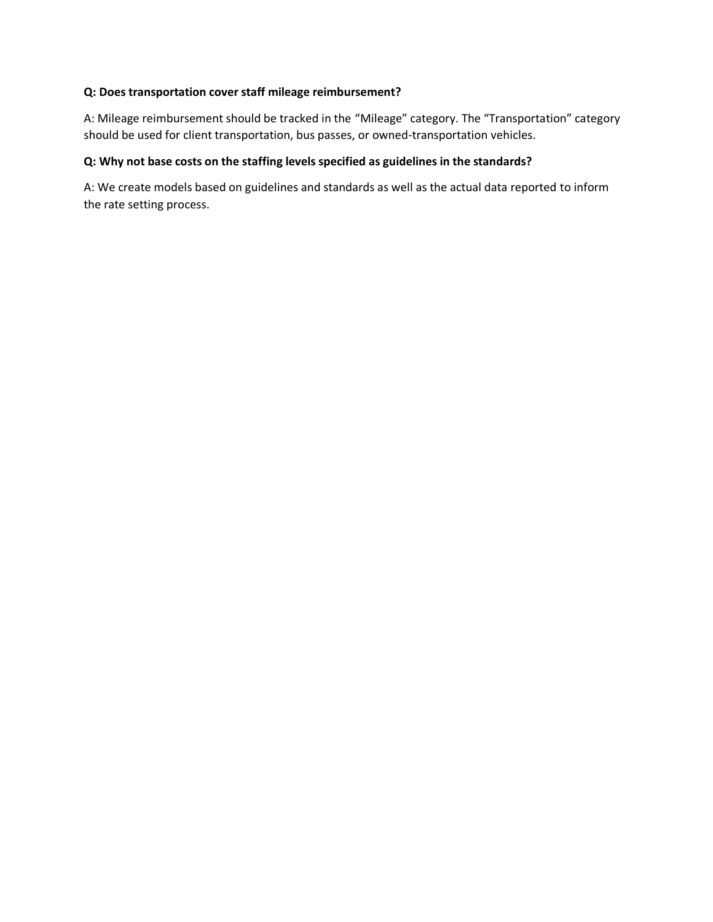**Q: Does transportation cover staff mileage reimbursement?**

A: Mileage reimbursement should be tracked in the “Mileage” category. The “Transportation” category should be used for client transportation, bus passes, or owned-transportation vehicles.

**Q: Why not base costs on the staffing levels specified as guidelines in the standards?**

A: We create models based on guidelines and standards as well as the actual data reported to inform the rate setting process.